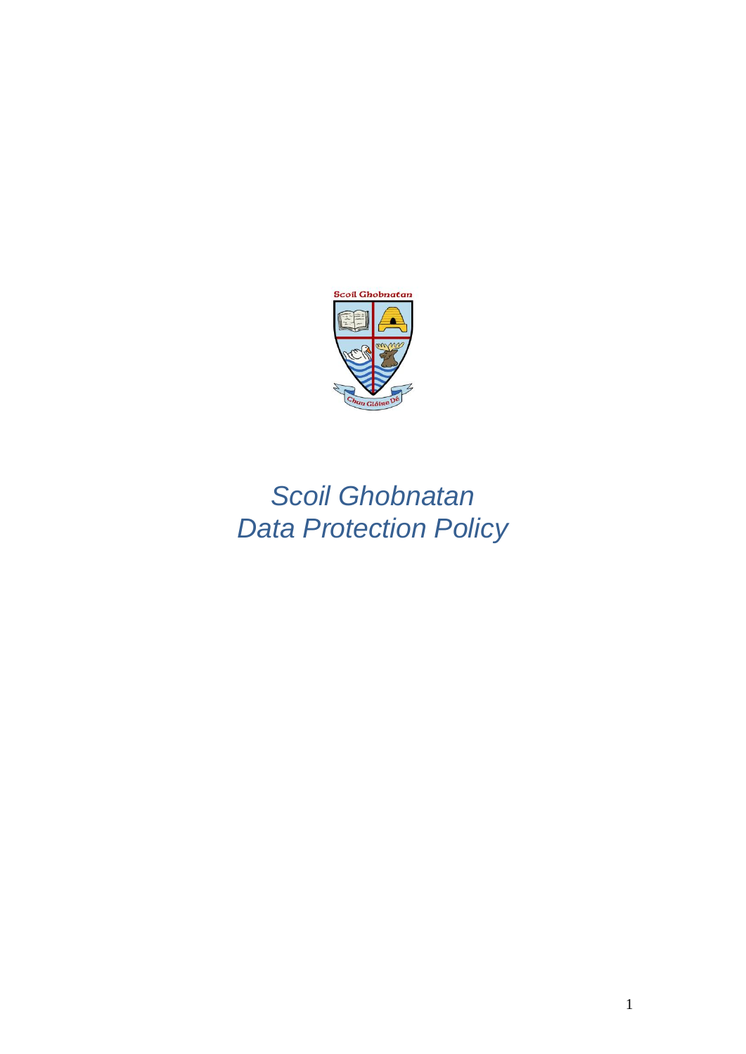# *Scoil Ghobnatan*
# *Data Protection Policy*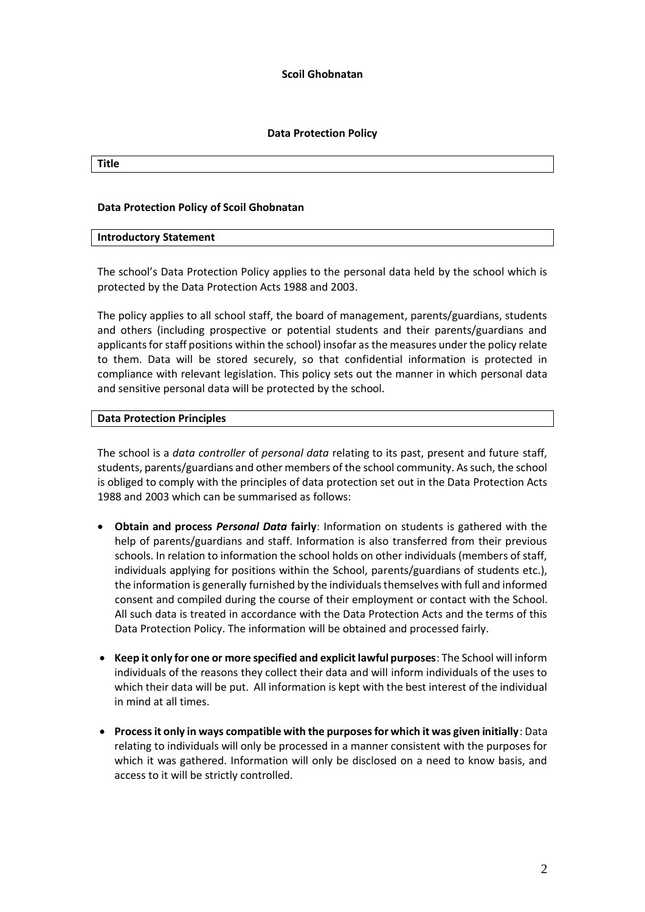**Scoil Ghobnatan**

**Data Protection Policy**

## Title

**Data Protection Policy of Scoil Ghobnatan**

## Introductory Statement

The school's Data Protection Policy applies to the personal data held by the school which is protected by the Data Protection Acts 1988 and 2003.

The policy applies to all school staff, the board of management, parents/guardians, students and others (including prospective or potential students and their parents/guardians and applicants for staff positions within the school) insofar as the measures under the policy relate to them. Data will be stored securely, so that confidential information is protected in compliance with relevant legislation. This policy sets out the manner in which personal data and sensitive personal data will be protected by the school.

## Data Protection Principles

The school is a *data controller* of *personal data* relating to its past, present and future staff, students, parents/guardians and other members of the school community. As such, the school is obliged to comply with the principles of data protection set out in the Data Protection Acts 1988 and 2003 which can be summarised as follows:

- **Obtain and process *Personal Data* fairly**: Information on students is gathered with the help of parents/guardians and staff. Information is also transferred from their previous schools. In relation to information the school holds on other individuals (members of staff, individuals applying for positions within the School, parents/guardians of students etc.), the information is generally furnished by the individuals themselves with full and informed consent and compiled during the course of their employment or contact with the School. All such data is treated in accordance with the Data Protection Acts and the terms of this Data Protection Policy. The information will be obtained and processed fairly.
- **Keep it only for one or more specified and explicit lawful purposes**: The School will inform individuals of the reasons they collect their data and will inform individuals of the uses to which their data will be put. All information is kept with the best interest of the individual in mind at all times.
- **Process it only in ways compatible with the purposes for which it was given initially**: Data relating to individuals will only be processed in a manner consistent with the purposes for which it was gathered. Information will only be disclosed on a need to know basis, and access to it will be strictly controlled.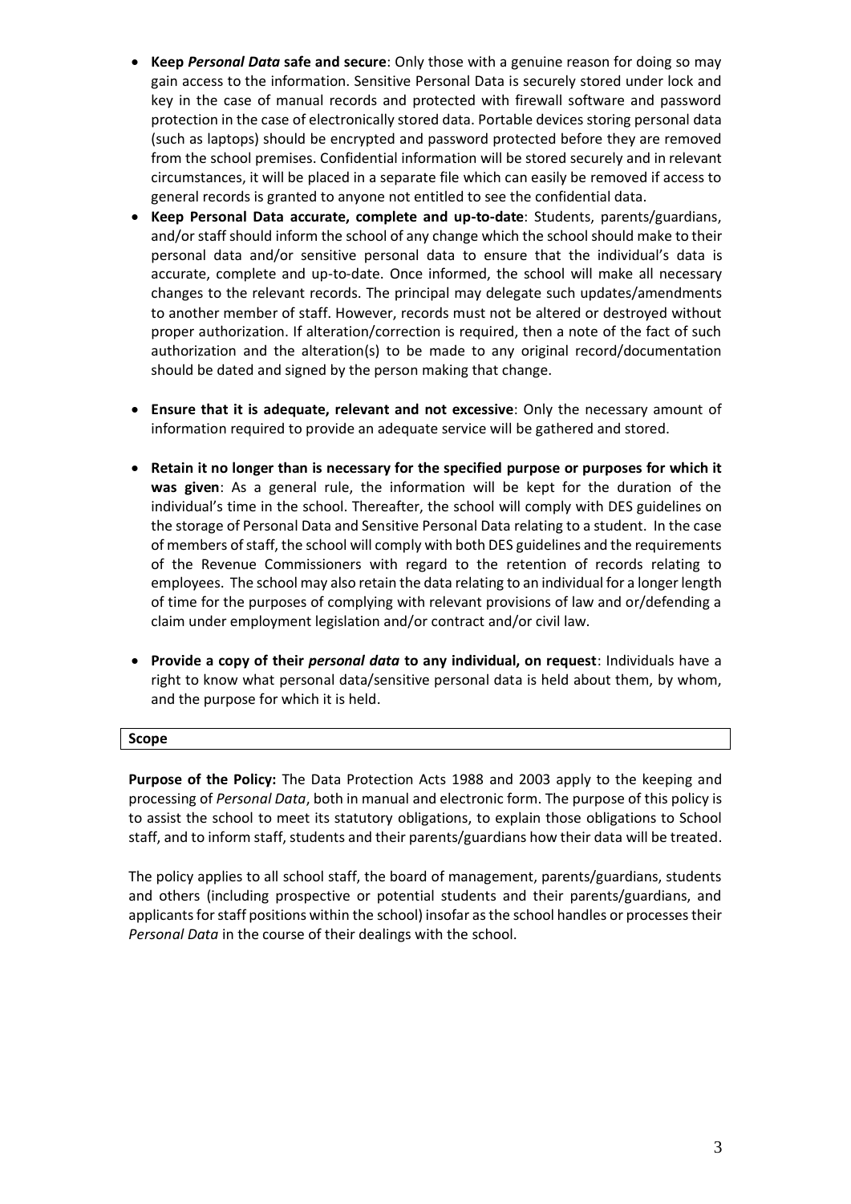- **Keep *Personal Data* safe and secure**: Only those with a genuine reason for doing so may gain access to the information. Sensitive Personal Data is securely stored under lock and key in the case of manual records and protected with firewall software and password protection in the case of electronically stored data. Portable devices storing personal data (such as laptops) should be encrypted and password protected before they are removed from the school premises. Confidential information will be stored securely and in relevant circumstances, it will be placed in a separate file which can easily be removed if access to general records is granted to anyone not entitled to see the confidential data.
- **Keep Personal Data accurate, complete and up-to-date**: Students, parents/guardians, and/or staff should inform the school of any change which the school should make to their personal data and/or sensitive personal data to ensure that the individual's data is accurate, complete and up-to-date. Once informed, the school will make all necessary changes to the relevant records. The principal may delegate such updates/amendments to another member of staff. However, records must not be altered or destroyed without proper authorization. If alteration/correction is required, then a note of the fact of such authorization and the alteration(s) to be made to any original record/documentation should be dated and signed by the person making that change.
- **Ensure that it is adequate, relevant and not excessive**: Only the necessary amount of information required to provide an adequate service will be gathered and stored.
- **Retain it no longer than is necessary for the specified purpose or purposes for which it was given**: As a general rule, the information will be kept for the duration of the individual's time in the school. Thereafter, the school will comply with DES guidelines on the storage of Personal Data and Sensitive Personal Data relating to a student. In the case of members of staff, the school will comply with both DES guidelines and the requirements of the Revenue Commissioners with regard to the retention of records relating to employees. The school may also retain the data relating to an individual for a longer length of time for the purposes of complying with relevant provisions of law and or/defending a claim under employment legislation and/or contract and/or civil law.
- **Provide a copy of their *personal data* to any individual, on request**: Individuals have a right to know what personal data/sensitive personal data is held about them, by whom, and the purpose for which it is held.

## Scope

**Purpose of the Policy:** The Data Protection Acts 1988 and 2003 apply to the keeping and processing of *Personal Data*, both in manual and electronic form. The purpose of this policy is to assist the school to meet its statutory obligations, to explain those obligations to School staff, and to inform staff, students and their parents/guardians how their data will be treated.

The policy applies to all school staff, the board of management, parents/guardians, students and others (including prospective or potential students and their parents/guardians, and applicants for staff positions within the school) insofar as the school handles or processes their *Personal Data* in the course of their dealings with the school.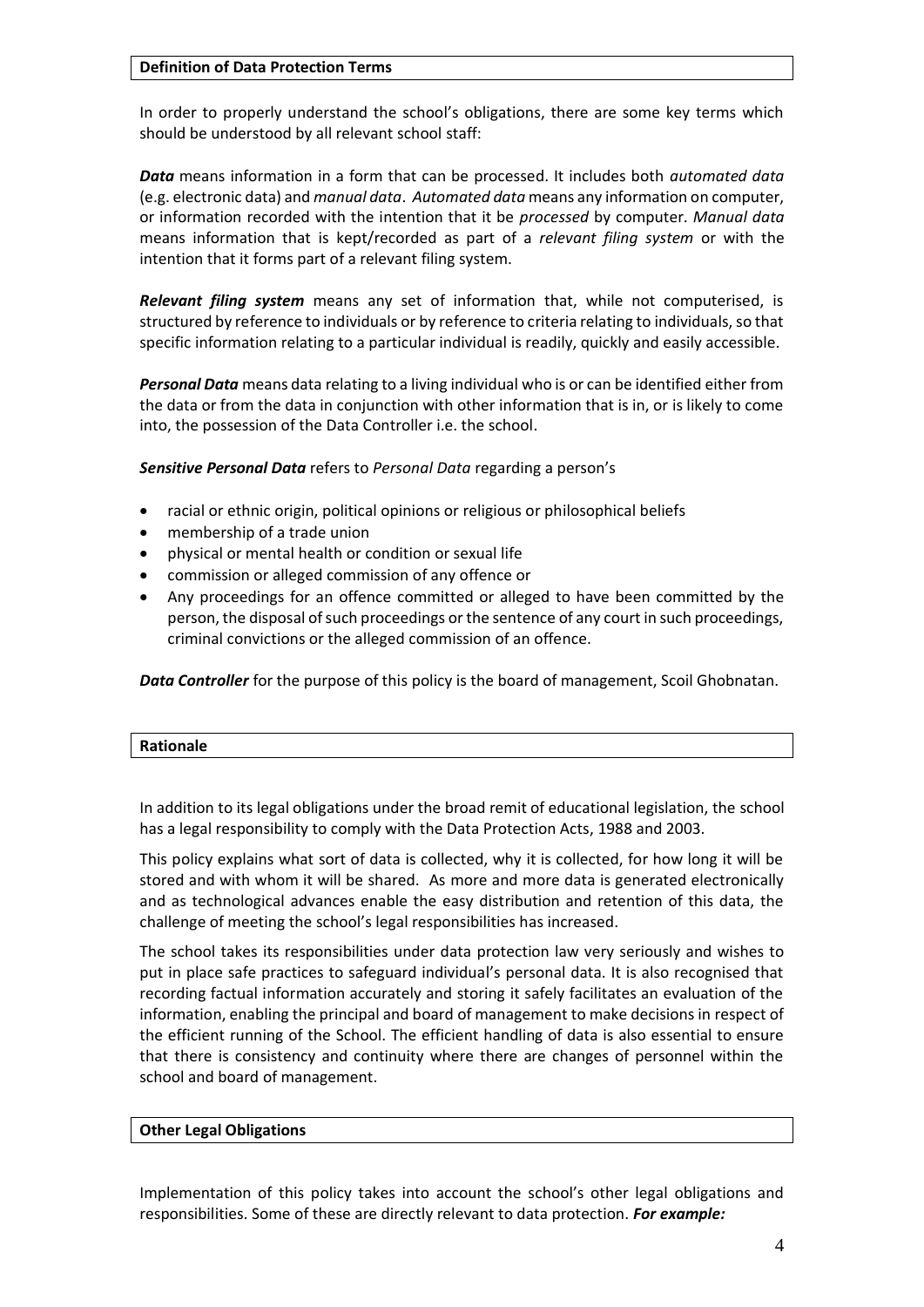## Definition of Data Protection Terms

In order to properly understand the school's obligations, there are some key terms which should be understood by all relevant school staff:

***Data*** means information in a form that can be processed. It includes both *automated data* (e.g. electronic data) and *manual data*. *Automated data* means any information on computer, or information recorded with the intention that it be *processed* by computer. *Manual data* means information that is kept/recorded as part of a *relevant filing system* or with the intention that it forms part of a relevant filing system.

***Relevant filing system*** means any set of information that, while not computerised, is structured by reference to individuals or by reference to criteria relating to individuals, so that specific information relating to a particular individual is readily, quickly and easily accessible.

***Personal Data*** means data relating to a living individual who is or can be identified either from the data or from the data in conjunction with other information that is in, or is likely to come into, the possession of the Data Controller i.e. the school.

***Sensitive Personal Data*** refers to *Personal Data* regarding a person's

- racial or ethnic origin, political opinions or religious or philosophical beliefs
- membership of a trade union
- physical or mental health or condition or sexual life
- commission or alleged commission of any offence or
- Any proceedings for an offence committed or alleged to have been committed by the person, the disposal of such proceedings or the sentence of any court in such proceedings, criminal convictions or the alleged commission of an offence.

***Data Controller*** for the purpose of this policy is the board of management, Scoil Ghobnatan.

## Rationale

In addition to its legal obligations under the broad remit of educational legislation, the school has a legal responsibility to comply with the Data Protection Acts, 1988 and 2003.

This policy explains what sort of data is collected, why it is collected, for how long it will be stored and with whom it will be shared. As more and more data is generated electronically and as technological advances enable the easy distribution and retention of this data, the challenge of meeting the school's legal responsibilities has increased.

The school takes its responsibilities under data protection law very seriously and wishes to put in place safe practices to safeguard individual's personal data. It is also recognised that recording factual information accurately and storing it safely facilitates an evaluation of the information, enabling the principal and board of management to make decisions in respect of the efficient running of the School. The efficient handling of data is also essential to ensure that there is consistency and continuity where there are changes of personnel within the school and board of management.

## Other Legal Obligations

Implementation of this policy takes into account the school's other legal obligations and responsibilities. Some of these are directly relevant to data protection. ***For example:***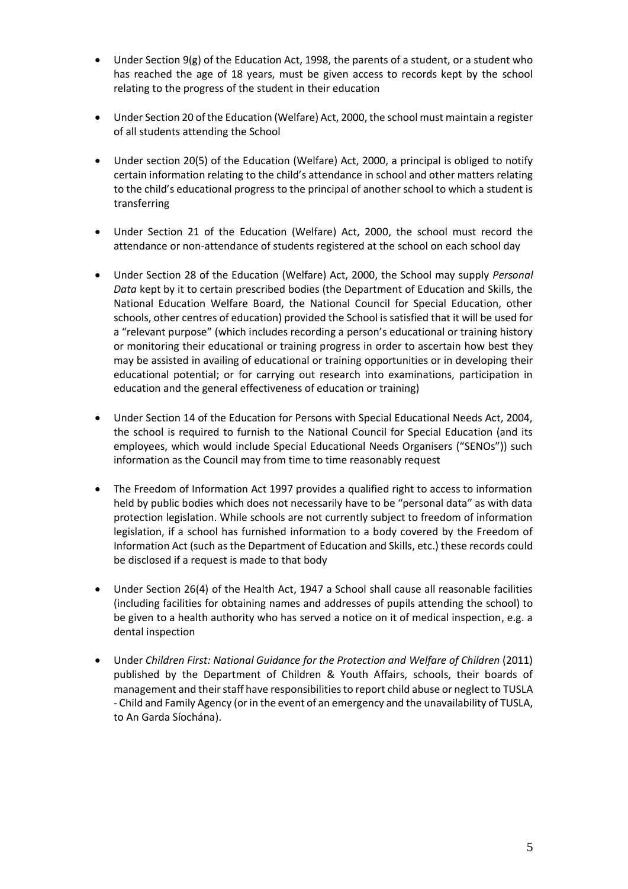- Under Section 9(g) of the Education Act, 1998, the parents of a student, or a student who has reached the age of 18 years, must be given access to records kept by the school relating to the progress of the student in their education

- Under Section 20 of the Education (Welfare) Act, 2000, the school must maintain a register of all students attending the School

- Under section 20(5) of the Education (Welfare) Act, 2000, a principal is obliged to notify certain information relating to the child's attendance in school and other matters relating to the child's educational progress to the principal of another school to which a student is transferring

- Under Section 21 of the Education (Welfare) Act, 2000, the school must record the attendance or non-attendance of students registered at the school on each school day

- Under Section 28 of the Education (Welfare) Act, 2000, the School may supply *Personal Data* kept by it to certain prescribed bodies (the Department of Education and Skills, the National Education Welfare Board, the National Council for Special Education, other schools, other centres of education) provided the School is satisfied that it will be used for a "relevant purpose" (which includes recording a person's educational or training history or monitoring their educational or training progress in order to ascertain how best they may be assisted in availing of educational or training opportunities or in developing their educational potential; or for carrying out research into examinations, participation in education and the general effectiveness of education or training)

- Under Section 14 of the Education for Persons with Special Educational Needs Act, 2004, the school is required to furnish to the National Council for Special Education (and its employees, which would include Special Educational Needs Organisers ("SENOs")) such information as the Council may from time to time reasonably request

- The Freedom of Information Act 1997 provides a qualified right to access to information held by public bodies which does not necessarily have to be "personal data" as with data protection legislation. While schools are not currently subject to freedom of information legislation, if a school has furnished information to a body covered by the Freedom of Information Act (such as the Department of Education and Skills, etc.) these records could be disclosed if a request is made to that body

- Under Section 26(4) of the Health Act, 1947 a School shall cause all reasonable facilities (including facilities for obtaining names and addresses of pupils attending the school) to be given to a health authority who has served a notice on it of medical inspection, e.g. a dental inspection

- Under *Children First: National Guidance for the Protection and Welfare of Children* (2011) published by the Department of Children & Youth Affairs, schools, their boards of management and their staff have responsibilities to report child abuse or neglect to TUSLA - Child and Family Agency (or in the event of an emergency and the unavailability of TUSLA, to An Garda Síochána).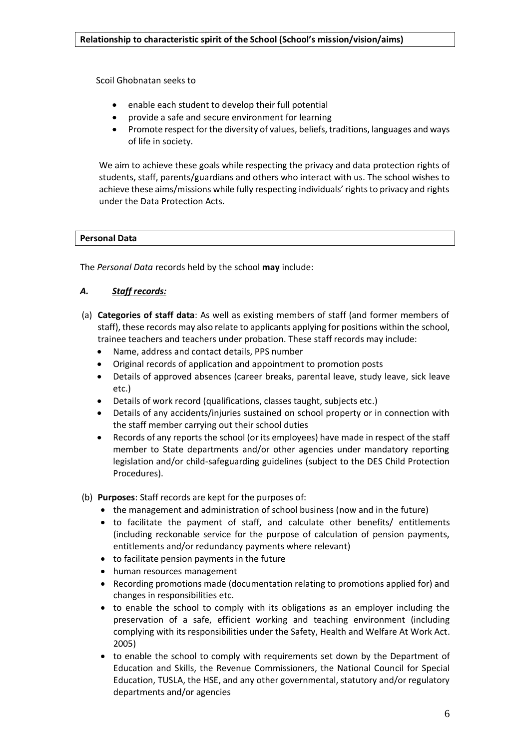## Relationship to characteristic spirit of the School (School's mission/vision/aims)

Scoil Ghobnatan seeks to

- enable each student to develop their full potential
- provide a safe and secure environment for learning
- Promote respect for the diversity of values, beliefs, traditions, languages and ways of life in society.

We aim to achieve these goals while respecting the privacy and data protection rights of students, staff, parents/guardians and others who interact with us. The school wishes to achieve these aims/missions while fully respecting individuals' rights to privacy and rights under the Data Protection Acts.

## Personal Data

The *Personal Data* records held by the school **may** include:

### *A. Staff records:*

(a) **Categories of staff data**: As well as existing members of staff (and former members of staff), these records may also relate to applicants applying for positions within the school, trainee teachers and teachers under probation. These staff records may include:

- Name, address and contact details, PPS number
- Original records of application and appointment to promotion posts
- Details of approved absences (career breaks, parental leave, study leave, sick leave etc.)
- Details of work record (qualifications, classes taught, subjects etc.)
- Details of any accidents/injuries sustained on school property or in connection with the staff member carrying out their school duties
- Records of any reports the school (or its employees) have made in respect of the staff member to State departments and/or other agencies under mandatory reporting legislation and/or child-safeguarding guidelines (subject to the DES Child Protection Procedures).

(b) **Purposes**: Staff records are kept for the purposes of:

- the management and administration of school business (now and in the future)
- to facilitate the payment of staff, and calculate other benefits/ entitlements (including reckonable service for the purpose of calculation of pension payments, entitlements and/or redundancy payments where relevant)
- to facilitate pension payments in the future
- human resources management
- Recording promotions made (documentation relating to promotions applied for) and changes in responsibilities etc.
- to enable the school to comply with its obligations as an employer including the preservation of a safe, efficient working and teaching environment (including complying with its responsibilities under the Safety, Health and Welfare At Work Act. 2005)
- to enable the school to comply with requirements set down by the Department of Education and Skills, the Revenue Commissioners, the National Council for Special Education, TUSLA, the HSE, and any other governmental, statutory and/or regulatory departments and/or agencies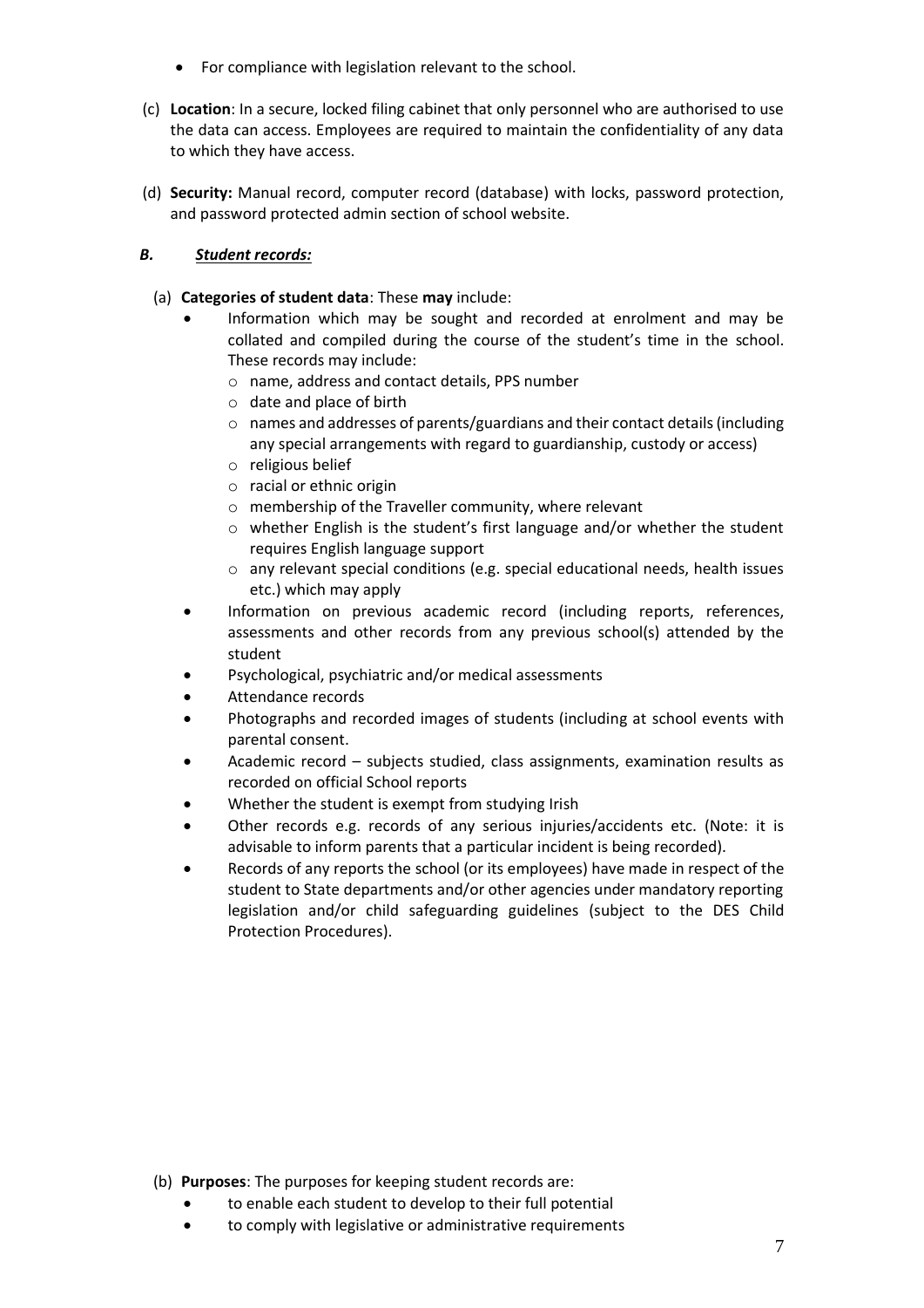- For compliance with legislation relevant to the school.

(c) **Location**: In a secure, locked filing cabinet that only personnel who are authorised to use the data can access. Employees are required to maintain the confidentiality of any data to which they have access.

(d) **Security:** Manual record, computer record (database) with locks, password protection, and password protected admin section of school website.

### *B. Student records:*

(a) **Categories of student data**: These **may** include:

- Information which may be sought and recorded at enrolment and may be collated and compiled during the course of the student's time in the school. These records may include:
  - name, address and contact details, PPS number
  - date and place of birth
  - names and addresses of parents/guardians and their contact details (including any special arrangements with regard to guardianship, custody or access)
  - religious belief
  - racial or ethnic origin
  - membership of the Traveller community, where relevant
  - whether English is the student's first language and/or whether the student requires English language support
  - any relevant special conditions (e.g. special educational needs, health issues etc.) which may apply
- Information on previous academic record (including reports, references, assessments and other records from any previous school(s) attended by the student
- Psychological, psychiatric and/or medical assessments
- Attendance records
- Photographs and recorded images of students (including at school events with parental consent.
- Academic record – subjects studied, class assignments, examination results as recorded on official School reports
- Whether the student is exempt from studying Irish
- Other records e.g. records of any serious injuries/accidents etc. (Note: it is advisable to inform parents that a particular incident is being recorded).
- Records of any reports the school (or its employees) have made in respect of the student to State departments and/or other agencies under mandatory reporting legislation and/or child safeguarding guidelines (subject to the DES Child Protection Procedures).

(b) **Purposes**: The purposes for keeping student records are:

- to enable each student to develop to their full potential
- to comply with legislative or administrative requirements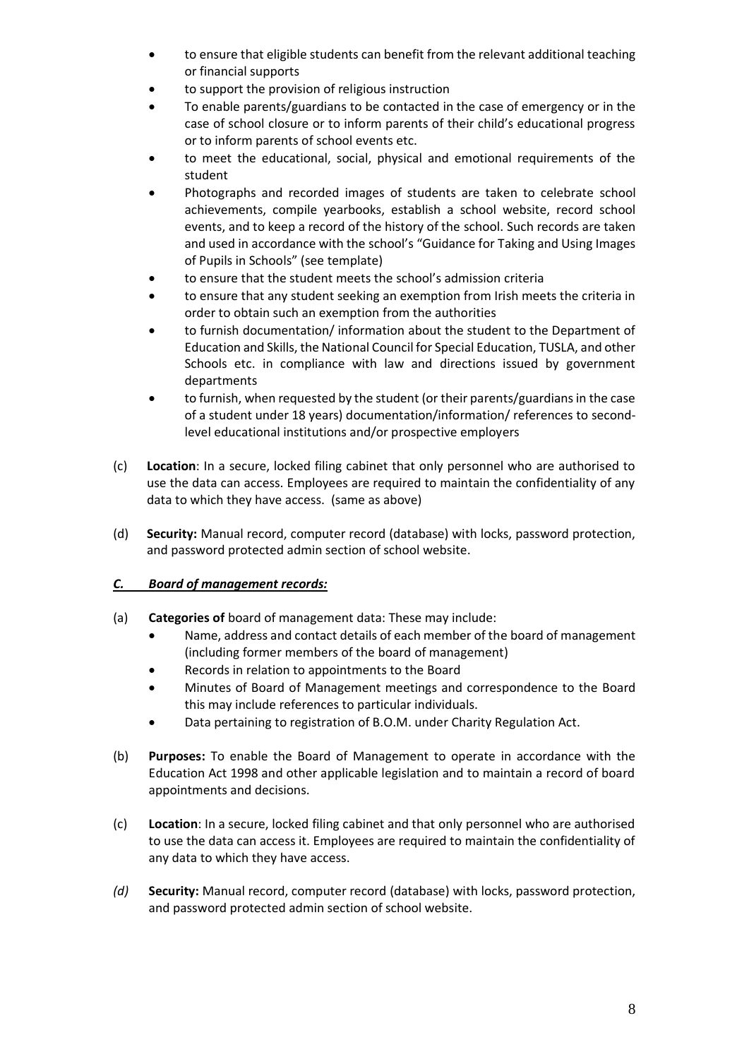- to ensure that eligible students can benefit from the relevant additional teaching or financial supports
- to support the provision of religious instruction
- To enable parents/guardians to be contacted in the case of emergency or in the case of school closure or to inform parents of their child's educational progress or to inform parents of school events etc.
- to meet the educational, social, physical and emotional requirements of the student
- Photographs and recorded images of students are taken to celebrate school achievements, compile yearbooks, establish a school website, record school events, and to keep a record of the history of the school. Such records are taken and used in accordance with the school's "Guidance for Taking and Using Images of Pupils in Schools" (see template)
- to ensure that the student meets the school's admission criteria
- to ensure that any student seeking an exemption from Irish meets the criteria in order to obtain such an exemption from the authorities
- to furnish documentation/ information about the student to the Department of Education and Skills, the National Council for Special Education, TUSLA, and other Schools etc. in compliance with law and directions issued by government departments
- to furnish, when requested by the student (or their parents/guardians in the case of a student under 18 years) documentation/information/ references to second-level educational institutions and/or prospective employers

(c) **Location**: In a secure, locked filing cabinet that only personnel who are authorised to use the data can access. Employees are required to maintain the confidentiality of any data to which they have access. (same as above)

(d) **Security:** Manual record, computer record (database) with locks, password protection, and password protected admin section of school website.

### ***C. Board of management records:***

(a) **Categories of** board of management data: These may include:

- Name, address and contact details of each member of the board of management (including former members of the board of management)
- Records in relation to appointments to the Board
- Minutes of Board of Management meetings and correspondence to the Board this may include references to particular individuals.
- Data pertaining to registration of B.O.M. under Charity Regulation Act.

(b) **Purposes:** To enable the Board of Management to operate in accordance with the Education Act 1998 and other applicable legislation and to maintain a record of board appointments and decisions.

(c) **Location**: In a secure, locked filing cabinet and that only personnel who are authorised to use the data can access it. Employees are required to maintain the confidentiality of any data to which they have access.

*(d)* **Security:** Manual record, computer record (database) with locks, password protection, and password protected admin section of school website.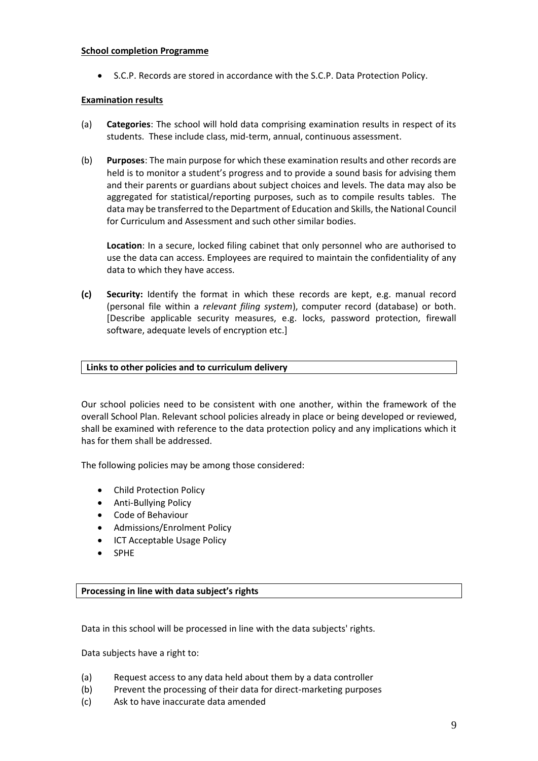**School completion Programme**

- S.C.P. Records are stored in accordance with the S.C.P. Data Protection Policy.

**Examination results**

(a) **Categories**: The school will hold data comprising examination results in respect of its students. These include class, mid-term, annual, continuous assessment.

(b) **Purposes**: The main purpose for which these examination results and other records are held is to monitor a student's progress and to provide a sound basis for advising them and their parents or guardians about subject choices and levels. The data may also be aggregated for statistical/reporting purposes, such as to compile results tables. The data may be transferred to the Department of Education and Skills, the National Council for Curriculum and Assessment and such other similar bodies.

**Location**: In a secure, locked filing cabinet that only personnel who are authorised to use the data can access. Employees are required to maintain the confidentiality of any data to which they have access.

**(c) Security:** Identify the format in which these records are kept, e.g. manual record (personal file within a *relevant filing system*), computer record (database) or both. [Describe applicable security measures, e.g. locks, password protection, firewall software, adequate levels of encryption etc.]

## Links to other policies and to curriculum delivery

Our school policies need to be consistent with one another, within the framework of the overall School Plan. Relevant school policies already in place or being developed or reviewed, shall be examined with reference to the data protection policy and any implications which it has for them shall be addressed.

The following policies may be among those considered:

- Child Protection Policy
- Anti-Bullying Policy
- Code of Behaviour
- Admissions/Enrolment Policy
- ICT Acceptable Usage Policy
- SPHE

## Processing in line with data subject's rights

Data in this school will be processed in line with the data subjects' rights.

Data subjects have a right to:

(a) Request access to any data held about them by a data controller
(b) Prevent the processing of their data for direct-marketing purposes
(c) Ask to have inaccurate data amended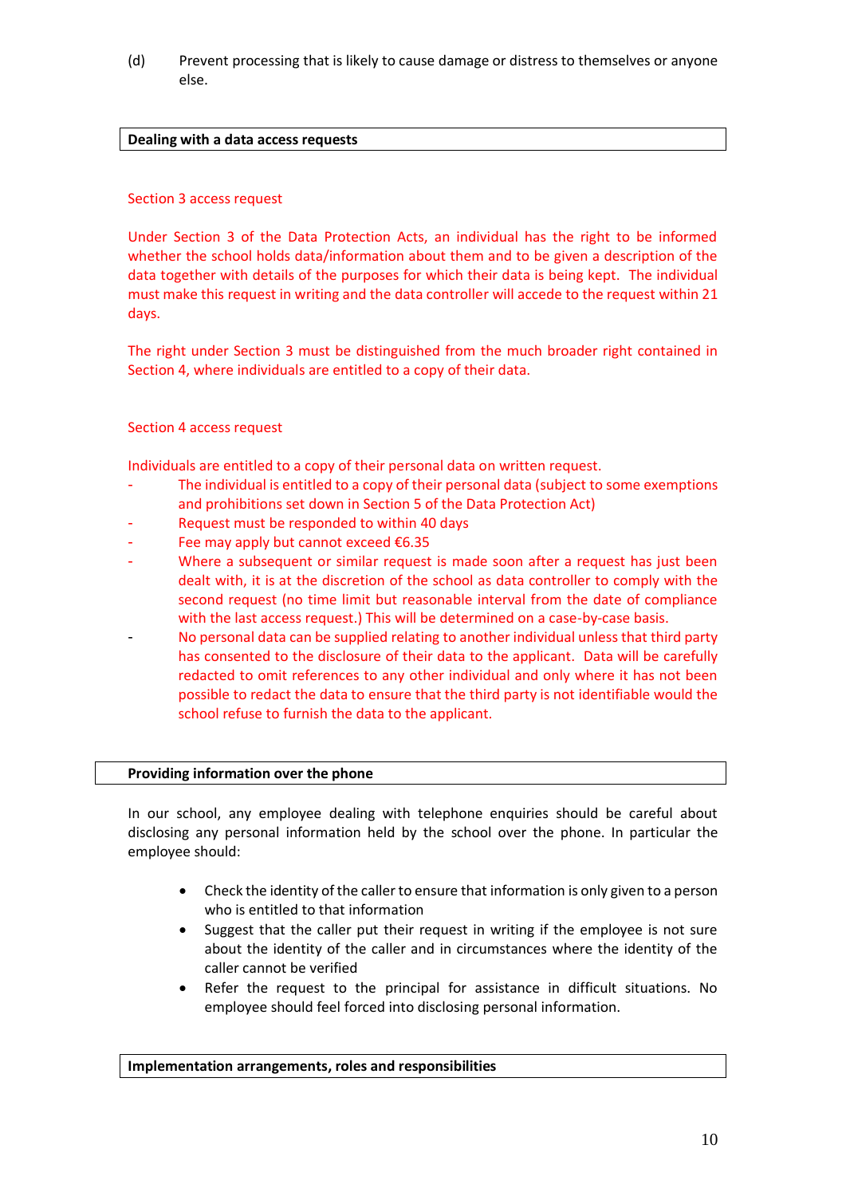(d) Prevent processing that is likely to cause damage or distress to themselves or anyone else.

## Dealing with a data access requests

Section 3 access request

Under Section 3 of the Data Protection Acts, an individual has the right to be informed whether the school holds data/information about them and to be given a description of the data together with details of the purposes for which their data is being kept. The individual must make this request in writing and the data controller will accede to the request within 21 days.

The right under Section 3 must be distinguished from the much broader right contained in Section 4, where individuals are entitled to a copy of their data.

Section 4 access request

Individuals are entitled to a copy of their personal data on written request.

- The individual is entitled to a copy of their personal data (subject to some exemptions and prohibitions set down in Section 5 of the Data Protection Act)
- Request must be responded to within 40 days
- Fee may apply but cannot exceed €6.35
- Where a subsequent or similar request is made soon after a request has just been dealt with, it is at the discretion of the school as data controller to comply with the second request (no time limit but reasonable interval from the date of compliance with the last access request.) This will be determined on a case-by-case basis.
- No personal data can be supplied relating to another individual unless that third party has consented to the disclosure of their data to the applicant. Data will be carefully redacted to omit references to any other individual and only where it has not been possible to redact the data to ensure that the third party is not identifiable would the school refuse to furnish the data to the applicant.

## Providing information over the phone

In our school, any employee dealing with telephone enquiries should be careful about disclosing any personal information held by the school over the phone. In particular the employee should:

- Check the identity of the caller to ensure that information is only given to a person who is entitled to that information
- Suggest that the caller put their request in writing if the employee is not sure about the identity of the caller and in circumstances where the identity of the caller cannot be verified
- Refer the request to the principal for assistance in difficult situations. No employee should feel forced into disclosing personal information.

## Implementation arrangements, roles and responsibilities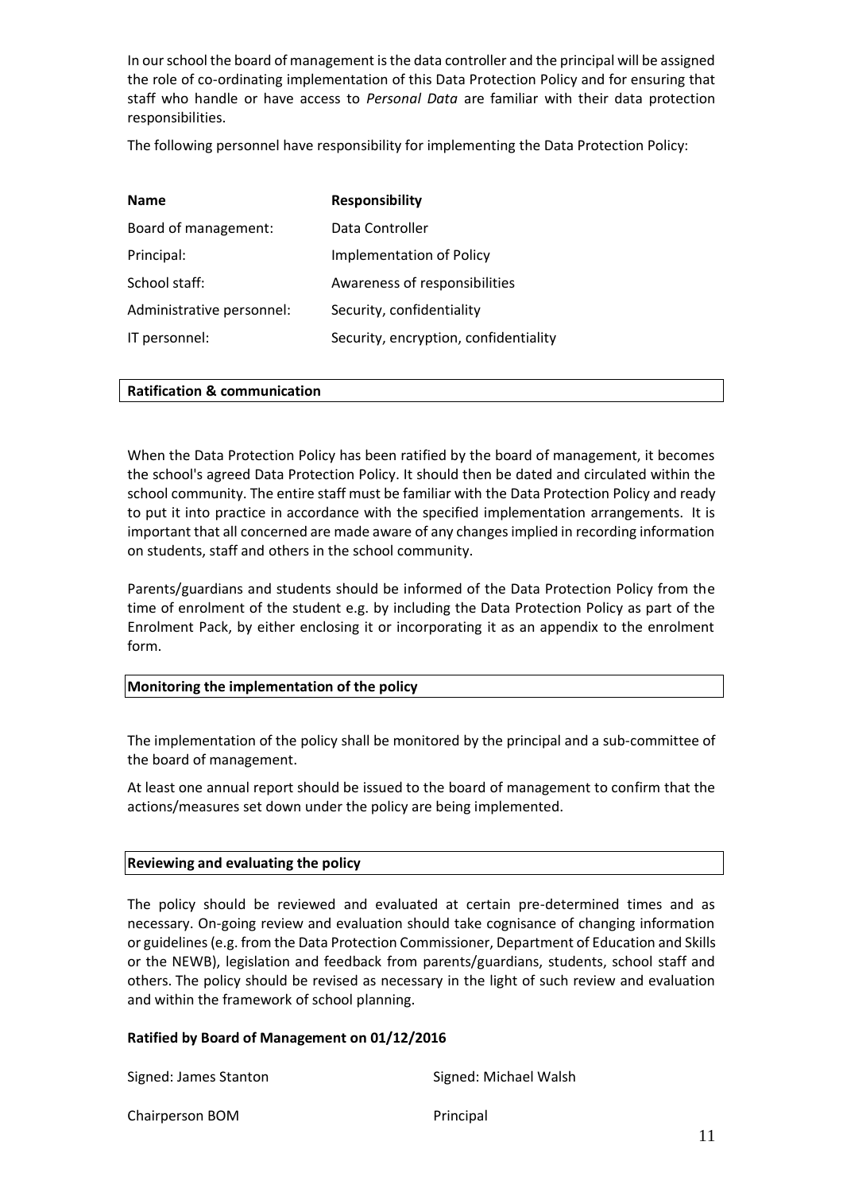In our school the board of management is the data controller and the principal will be assigned the role of co-ordinating implementation of this Data Protection Policy and for ensuring that staff who handle or have access to *Personal Data* are familiar with their data protection responsibilities.

The following personnel have responsibility for implementing the Data Protection Policy:

| **Name** | **Responsibility** |
| --- | --- |
| Board of management: | Data Controller |
| Principal: | Implementation of Policy |
| School staff: | Awareness of responsibilities |
| Administrative personnel: | Security, confidentiality |
| IT personnel: | Security, encryption, confidentiality |

## Ratification & communication

When the Data Protection Policy has been ratified by the board of management, it becomes the school's agreed Data Protection Policy. It should then be dated and circulated within the school community. The entire staff must be familiar with the Data Protection Policy and ready to put it into practice in accordance with the specified implementation arrangements. It is important that all concerned are made aware of any changes implied in recording information on students, staff and others in the school community.

Parents/guardians and students should be informed of the Data Protection Policy from the time of enrolment of the student e.g. by including the Data Protection Policy as part of the Enrolment Pack, by either enclosing it or incorporating it as an appendix to the enrolment form.

## Monitoring the implementation of the policy

The implementation of the policy shall be monitored by the principal and a sub-committee of the board of management.

At least one annual report should be issued to the board of management to confirm that the actions/measures set down under the policy are being implemented.

## Reviewing and evaluating the policy

The policy should be reviewed and evaluated at certain pre-determined times and as necessary. On-going review and evaluation should take cognisance of changing information or guidelines (e.g. from the Data Protection Commissioner, Department of Education and Skills or the NEWB), legislation and feedback from parents/guardians, students, school staff and others. The policy should be revised as necessary in the light of such review and evaluation and within the framework of school planning.

**Ratified by Board of Management on 01/12/2016**

Signed: James Stanton — Chairperson BOM

Signed: Michael Walsh — Principal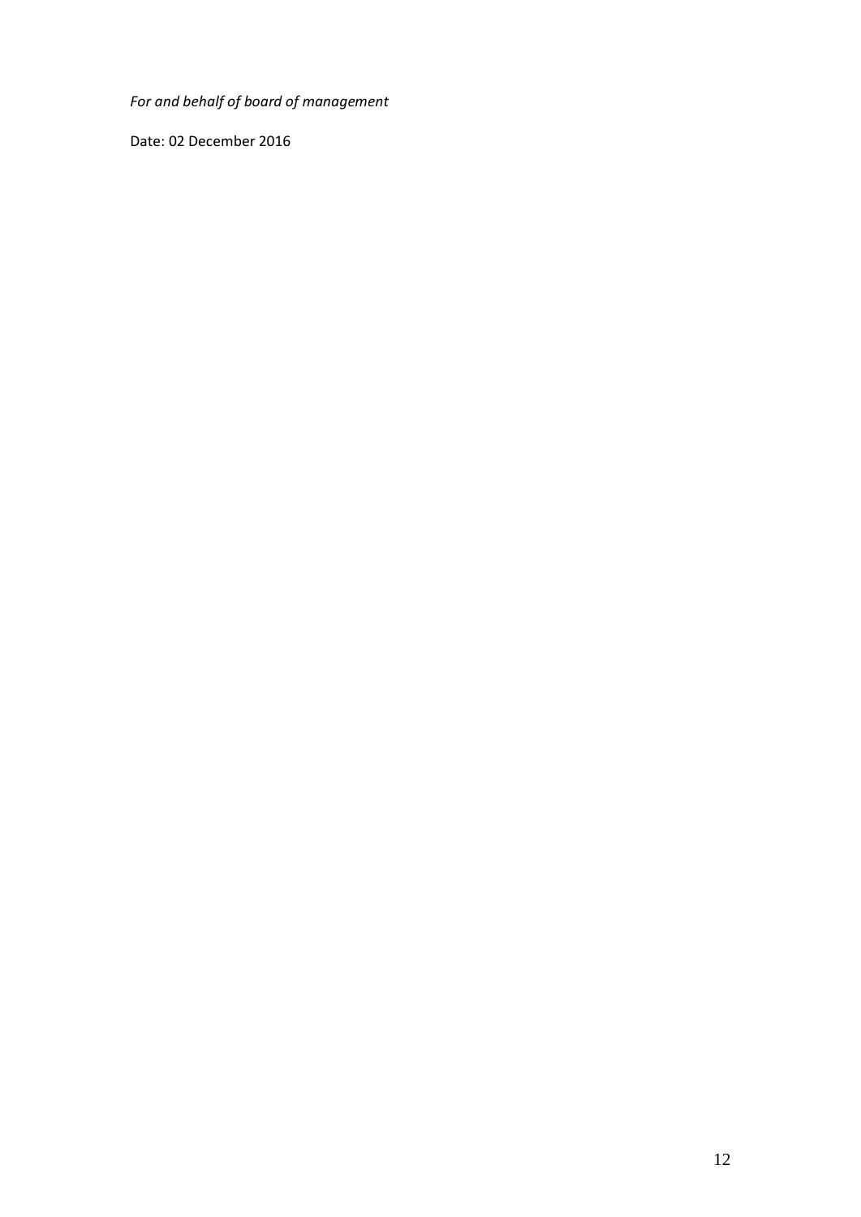*For and behalf of board of management*

Date: 02 December 2016